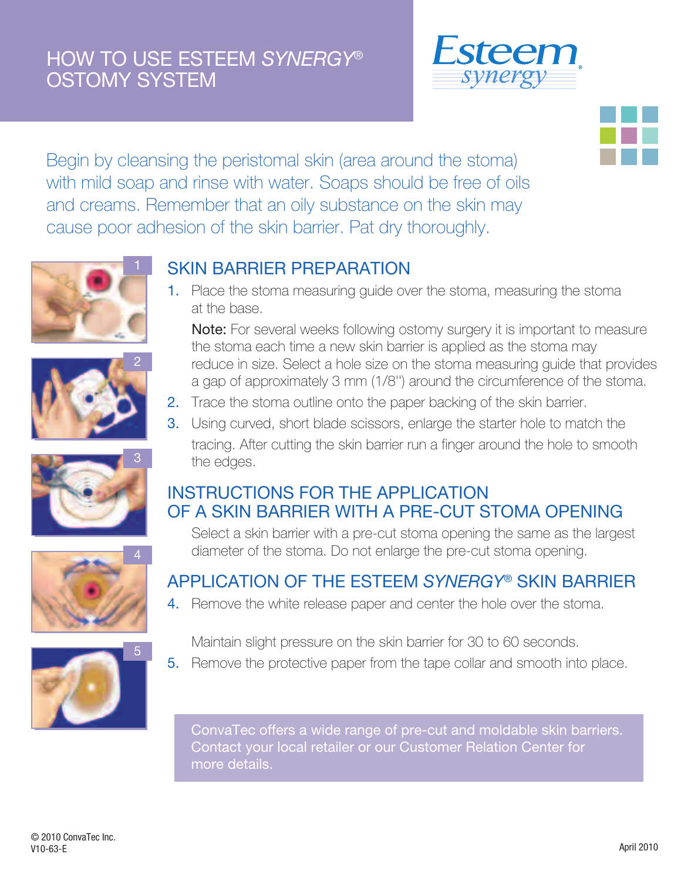# HOW TO USE ESTEEM *SYNERGY*® OSTOMY SYSTEM

Begin by cleansing the peristomal skin (area around the stoma) with mild soap and rinse with water. Soaps should be free of oils and creams. Remember that an oily substance on the skin may cause poor adhesion of the skin barrier. Pat dry thoroughly.

## SKIN BARRIER PREPARATION

1. Place the stoma measuring guide over the stoma, measuring the stoma at the base.

   **Note:** For several weeks following ostomy surgery it is important to measure the stoma each time a new skin barrier is applied as the stoma may reduce in size. Select a hole size on the stoma measuring guide that provides a gap of approximately 3 mm (1/8") around the circumference of the stoma.

2. Trace the stoma outline onto the paper backing of the skin barrier.
3. Using curved, short blade scissors, enlarge the starter hole to match the tracing. After cutting the skin barrier run a finger around the hole to smooth the edges.

## INSTRUCTIONS FOR THE APPLICATION OF A SKIN BARRIER WITH A PRE-CUT STOMA OPENING

Select a skin barrier with a pre-cut stoma opening the same as the largest diameter of the stoma. Do not enlarge the pre-cut stoma opening.

## APPLICATION OF THE ESTEEM *SYNERGY*® SKIN BARRIER

4. Remove the white release paper and center the hole over the stoma.

   Maintain slight pressure on the skin barrier for 30 to 60 seconds.

5. Remove the protective paper from the tape collar and smooth into place.

ConvaTec offers a wide range of pre-cut and moldable skin barriers. Contact your local retailer or our Customer Relation Center for more details.

© 2010 ConvaTec Inc.
V10-63-E

April 2010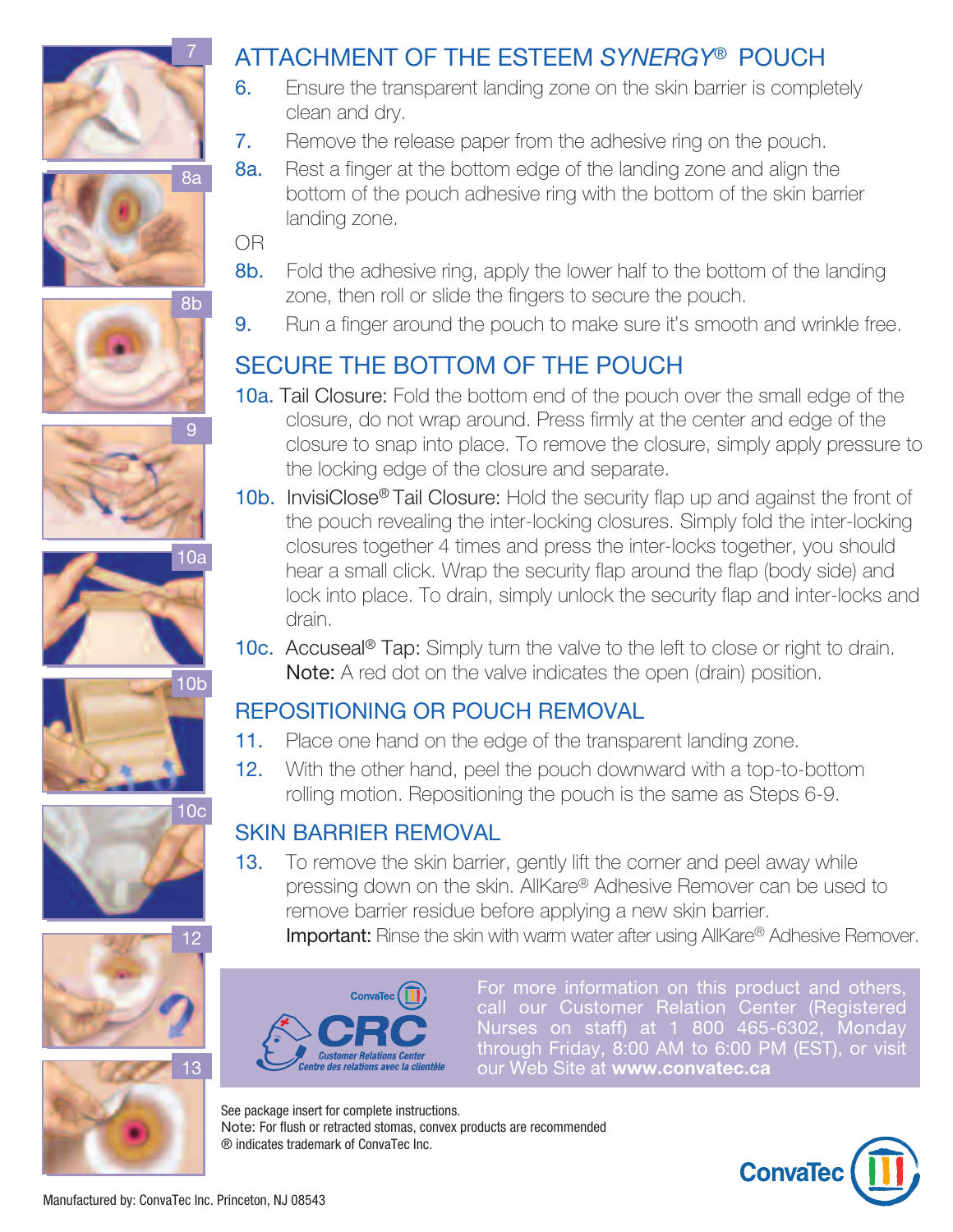## ATTACHMENT OF THE ESTEEM *SYNERGY*® POUCH

6. Ensure the transparent landing zone on the skin barrier is completely clean and dry.
7. Remove the release paper from the adhesive ring on the pouch.

8a. Rest a finger at the bottom edge of the landing zone and align the bottom of the pouch adhesive ring with the bottom of the skin barrier landing zone.

OR

8b. Fold the adhesive ring, apply the lower half to the bottom of the landing zone, then roll or slide the fingers to secure the pouch.

9. Run a finger around the pouch to make sure it's smooth and wrinkle free.

## SECURE THE BOTTOM OF THE POUCH

10a. Tail Closure: Fold the bottom end of the pouch over the small edge of the closure, do not wrap around. Press firmly at the center and edge of the closure to snap into place. To remove the closure, simply apply pressure to the locking edge of the closure and separate.

10b. InvisiClose® Tail Closure: Hold the security flap up and against the front of the pouch revealing the inter-locking closures. Simply fold the inter-locking closures together 4 times and press the inter-locks together, you should hear a small click. Wrap the security flap around the flap (body side) and lock into place. To drain, simply unlock the security flap and inter-locks and drain.

10c. Accuseal® Tap: Simply turn the valve to the left to close or right to drain. **Note:** A red dot on the valve indicates the open (drain) position.

## REPOSITIONING OR POUCH REMOVAL

11. Place one hand on the edge of the transparent landing zone.
12. With the other hand, peel the pouch downward with a top-to-bottom rolling motion. Repositioning the pouch is the same as Steps 6-9.

## SKIN BARRIER REMOVAL

13. To remove the skin barrier, gently lift the corner and peel away while pressing down on the skin. AllKare® Adhesive Remover can be used to remove barrier residue before applying a new skin barrier.
    **Important:** Rinse the skin with warm water after using AllKare® Adhesive Remover.

ConvaTec CRC Customer Relations Center / Centre des relations avec la clientèle

For more information on this product and others, call our Customer Relation Center (Registered Nurses on staff) at 1 800 465-6302, Monday through Friday, 8:00 AM to 6:00 PM (EST), or visit our Web Site at **www.convatec.ca**

See package insert for complete instructions.
Note: For flush or retracted stomas, convex products are recommended
® indicates trademark of ConvaTec Inc.

ConvaTec

Manufactured by: ConvaTec Inc. Princeton, NJ 08543